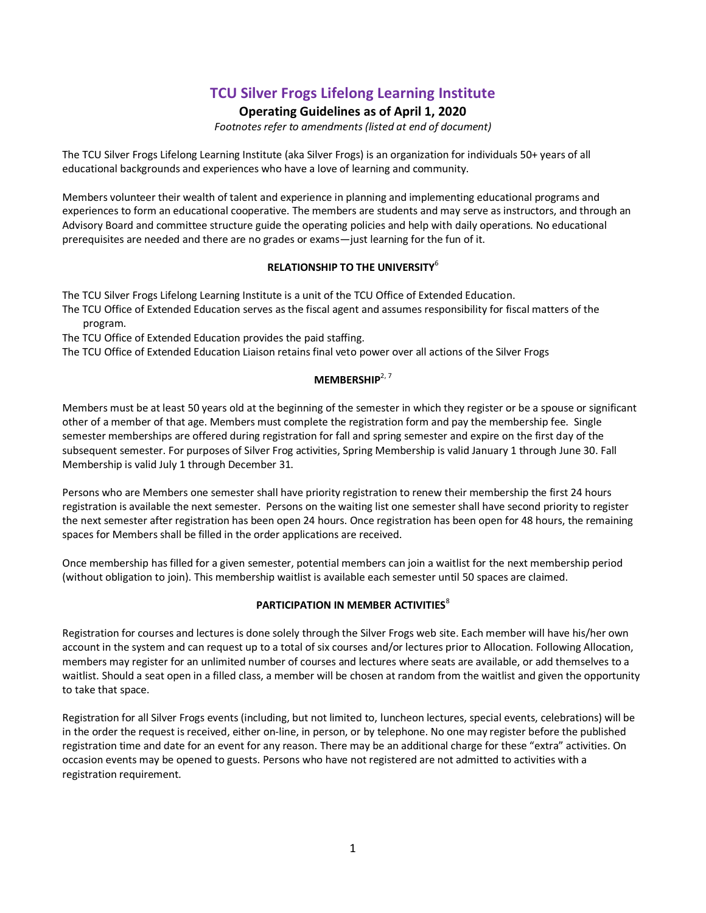# TCU Silver Frogs Lifelong Learning Institute

**Operating Guidelines as of April 1, 2020**

*Footnotes refer to amendments (listed at end of document)*

The TCU Silver Frogs Lifelong Learning Institute (aka Silver Frogs) is an organization for individuals 50+ years of all educational backgrounds and experiences who have a love of learning and community.

Members volunteer their wealth of talent and experience in planning and implementing educational programs and experiences to form an educational cooperative. The members are students and may serve as instructors, and through an Advisory Board and committee structure guide the operating policies and help with daily operations. No educational prerequisites are needed and there are no grades or exams—just learning for the fun of it.

## RELATIONSHIP TO THE UNIVERSITY[6]

The TCU Silver Frogs Lifelong Learning Institute is a unit of the TCU Office of Extended Education.

The TCU Office of Extended Education serves as the fiscal agent and assumes responsibility for fiscal matters of the program.

The TCU Office of Extended Education provides the paid staffing.

The TCU Office of Extended Education Liaison retains final veto power over all actions of the Silver Frogs

## MEMBERSHIP[2, 7]

Members must be at least 50 years old at the beginning of the semester in which they register or be a spouse or significant other of a member of that age. Members must complete the registration form and pay the membership fee. Single semester memberships are offered during registration for fall and spring semester and expire on the first day of the subsequent semester. For purposes of Silver Frog activities, Spring Membership is valid January 1 through June 30. Fall Membership is valid July 1 through December 31.

Persons who are Members one semester shall have priority registration to renew their membership the first 24 hours registration is available the next semester. Persons on the waiting list one semester shall have second priority to register the next semester after registration has been open 24 hours. Once registration has been open for 48 hours, the remaining spaces for Members shall be filled in the order applications are received.

Once membership has filled for a given semester, potential members can join a waitlist for the next membership period (without obligation to join). This membership waitlist is available each semester until 50 spaces are claimed.

## PARTICIPATION IN MEMBER ACTIVITIES[8]

Registration for courses and lectures is done solely through the Silver Frogs web site. Each member will have his/her own account in the system and can request up to a total of six courses and/or lectures prior to Allocation. Following Allocation, members may register for an unlimited number of courses and lectures where seats are available, or add themselves to a waitlist. Should a seat open in a filled class, a member will be chosen at random from the waitlist and given the opportunity to take that space.

Registration for all Silver Frogs events (including, but not limited to, luncheon lectures, special events, celebrations) will be in the order the request is received, either on-line, in person, or by telephone. No one may register before the published registration time and date for an event for any reason. There may be an additional charge for these "extra" activities. On occasion events may be opened to guests. Persons who have not registered are not admitted to activities with a registration requirement.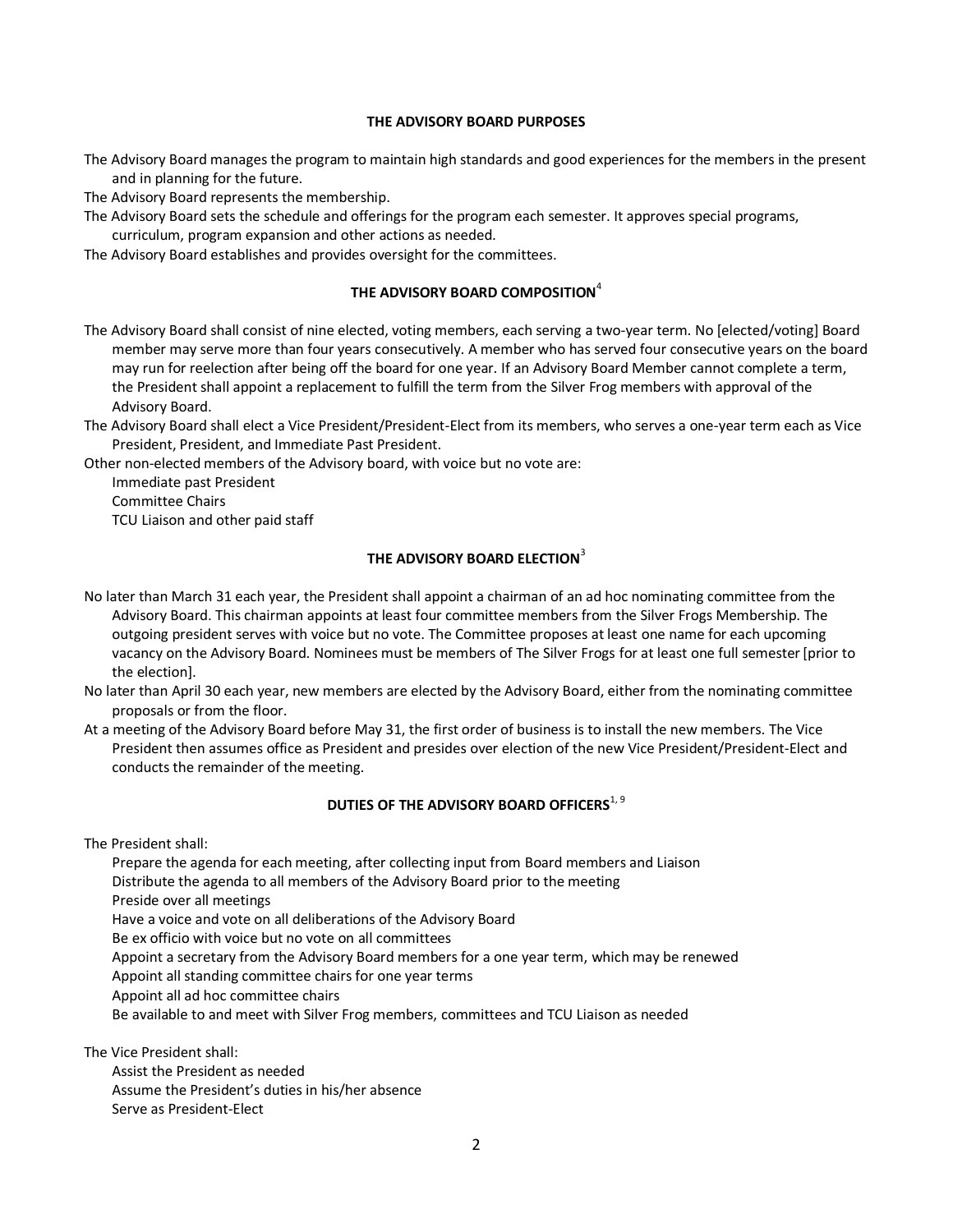## THE ADVISORY BOARD PURPOSES

The Advisory Board manages the program to maintain high standards and good experiences for the members in the present and in planning for the future.

The Advisory Board represents the membership.

The Advisory Board sets the schedule and offerings for the program each semester. It approves special programs, curriculum, program expansion and other actions as needed.

The Advisory Board establishes and provides oversight for the committees.

## THE ADVISORY BOARD COMPOSITION[4]

The Advisory Board shall consist of nine elected, voting members, each serving a two-year term. No [elected/voting] Board member may serve more than four years consecutively. A member who has served four consecutive years on the board may run for reelection after being off the board for one year. If an Advisory Board Member cannot complete a term, the President shall appoint a replacement to fulfill the term from the Silver Frog members with approval of the Advisory Board.

The Advisory Board shall elect a Vice President/President-Elect from its members, who serves a one-year term each as Vice President, President, and Immediate Past President.

Other non-elected members of the Advisory board, with voice but no vote are:

- Immediate past President
- Committee Chairs
- TCU Liaison and other paid staff

## THE ADVISORY BOARD ELECTION[3]

No later than March 31 each year, the President shall appoint a chairman of an ad hoc nominating committee from the Advisory Board. This chairman appoints at least four committee members from the Silver Frogs Membership. The outgoing president serves with voice but no vote. The Committee proposes at least one name for each upcoming vacancy on the Advisory Board. Nominees must be members of The Silver Frogs for at least one full semester [prior to the election].

No later than April 30 each year, new members are elected by the Advisory Board, either from the nominating committee proposals or from the floor.

At a meeting of the Advisory Board before May 31, the first order of business is to install the new members. The Vice President then assumes office as President and presides over election of the new Vice President/President-Elect and conducts the remainder of the meeting.

## DUTIES OF THE ADVISORY BOARD OFFICERS[1, 9]

The President shall:

- Prepare the agenda for each meeting, after collecting input from Board members and Liaison
- Distribute the agenda to all members of the Advisory Board prior to the meeting
- Preside over all meetings
- Have a voice and vote on all deliberations of the Advisory Board
- Be ex officio with voice but no vote on all committees
- Appoint a secretary from the Advisory Board members for a one year term, which may be renewed
- Appoint all standing committee chairs for one year terms
- Appoint all ad hoc committee chairs
- Be available to and meet with Silver Frog members, committees and TCU Liaison as needed

The Vice President shall:

- Assist the President as needed
- Assume the President's duties in his/her absence
- Serve as President-Elect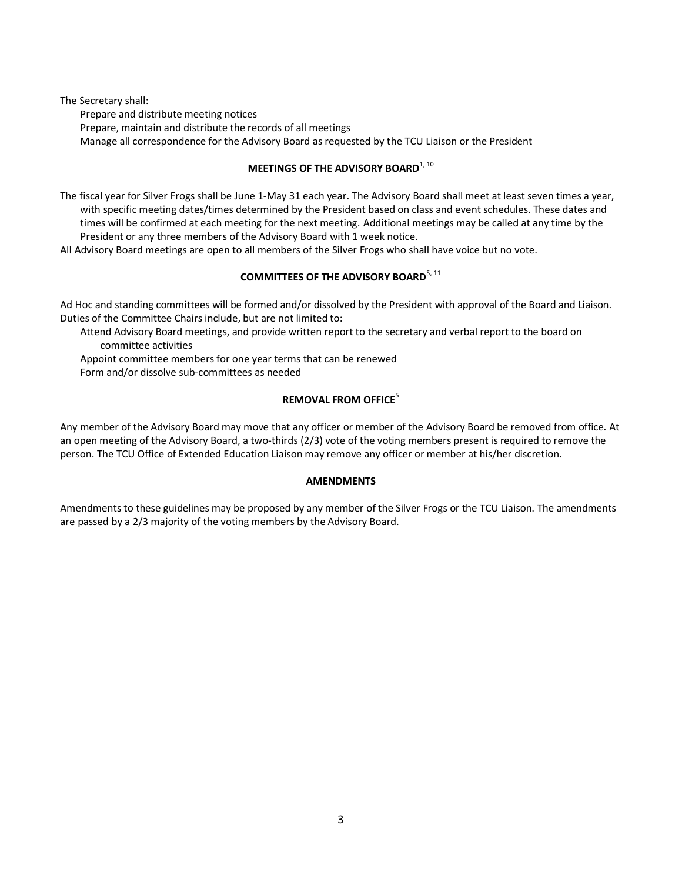The Secretary shall:

- Prepare and distribute meeting notices
- Prepare, maintain and distribute the records of all meetings
- Manage all correspondence for the Advisory Board as requested by the TCU Liaison or the President

## MEETINGS OF THE ADVISORY BOARD[1, 10]

The fiscal year for Silver Frogs shall be June 1-May 31 each year. The Advisory Board shall meet at least seven times a year, with specific meeting dates/times determined by the President based on class and event schedules. These dates and times will be confirmed at each meeting for the next meeting. Additional meetings may be called at any time by the President or any three members of the Advisory Board with 1 week notice.

All Advisory Board meetings are open to all members of the Silver Frogs who shall have voice but no vote.

## COMMITTEES OF THE ADVISORY BOARD[5, 11]

Ad Hoc and standing committees will be formed and/or dissolved by the President with approval of the Board and Liaison. Duties of the Committee Chairs include, but are not limited to:

- Attend Advisory Board meetings, and provide written report to the secretary and verbal report to the board on committee activities
- Appoint committee members for one year terms that can be renewed
- Form and/or dissolve sub-committees as needed

## REMOVAL FROM OFFICE[5]

Any member of the Advisory Board may move that any officer or member of the Advisory Board be removed from office. At an open meeting of the Advisory Board, a two-thirds (2/3) vote of the voting members present is required to remove the person. The TCU Office of Extended Education Liaison may remove any officer or member at his/her discretion.

## AMENDMENTS

Amendments to these guidelines may be proposed by any member of the Silver Frogs or the TCU Liaison. The amendments are passed by a 2/3 majority of the voting members by the Advisory Board.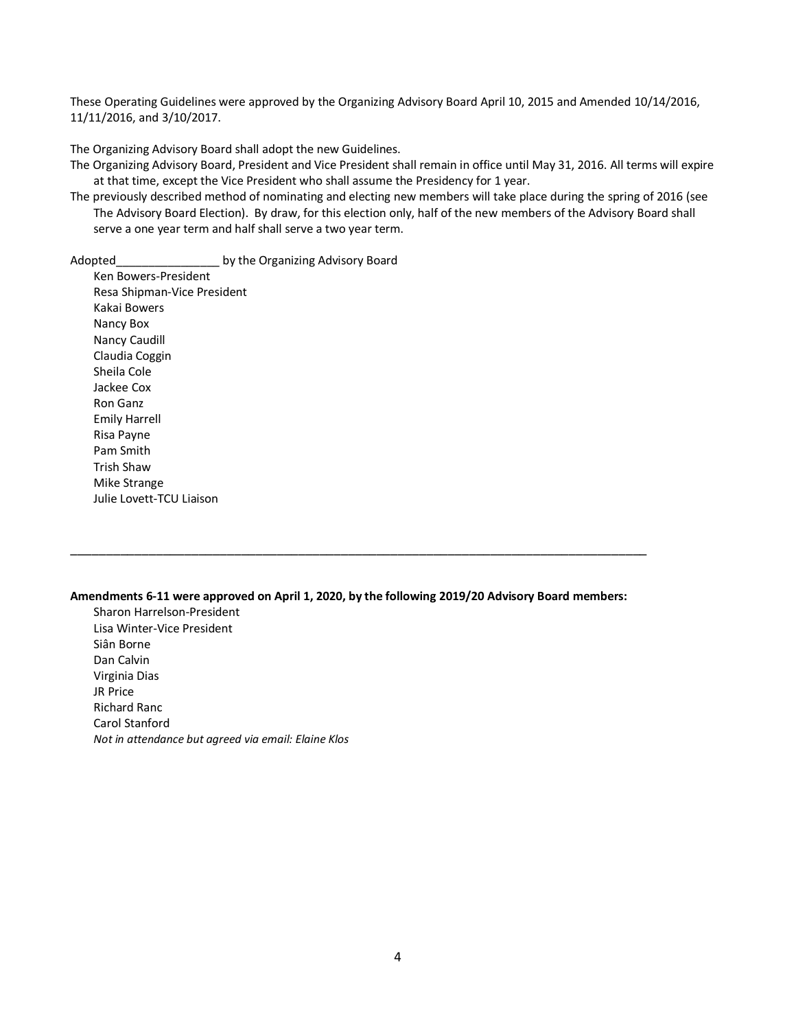These Operating Guidelines were approved by the Organizing Advisory Board April 10, 2015 and Amended 10/14/2016, 11/11/2016, and 3/10/2017.

The Organizing Advisory Board shall adopt the new Guidelines.

The Organizing Advisory Board, President and Vice President shall remain in office until May 31, 2016. All terms will expire at that time, except the Vice President who shall assume the Presidency for 1 year.

The previously described method of nominating and electing new members will take place during the spring of 2016 (see The Advisory Board Election). By draw, for this election only, half of the new members of the Advisory Board shall serve a one year term and half shall serve a two year term.

Adopted________________ by the Organizing Advisory Board

Ken Bowers-President
Resa Shipman-Vice President
Kakai Bowers
Nancy Box
Nancy Caudill
Claudia Coggin
Sheila Cole
Jackee Cox
Ron Ganz
Emily Harrell
Risa Payne
Pam Smith
Trish Shaw
Mike Strange
Julie Lovett-TCU Liaison

---

**Amendments 6-11 were approved on April 1, 2020, by the following 2019/20 Advisory Board members:**

Sharon Harrelson-President
Lisa Winter-Vice President
Siân Borne
Dan Calvin
Virginia Dias
JR Price
Richard Ranc
Carol Stanford
*Not in attendance but agreed via email: Elaine Klos*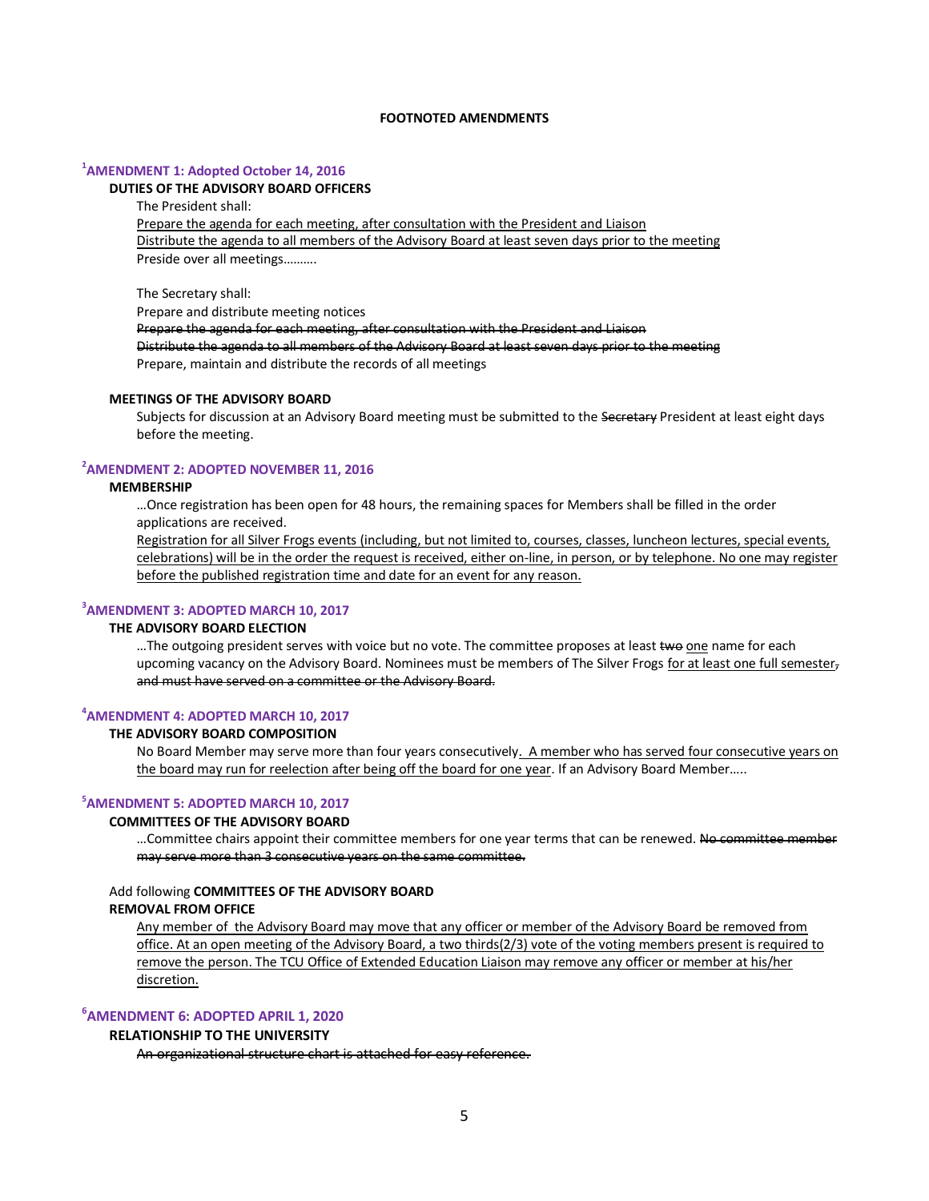**FOOTNOTED AMENDMENTS**

### [1]AMENDMENT 1: Adopted October 14, 2016

**DUTIES OF THE ADVISORY BOARD OFFICERS**

The President shall:

<u>Prepare the agenda for each meeting, after consultation with the President and Liaison</u>

<u>Distribute the agenda to all members of the Advisory Board at least seven days prior to the meeting</u>

Preside over all meetings……….

The Secretary shall:

Prepare and distribute meeting notices

~~Prepare the agenda for each meeting, after consultation with the President and Liaison~~

~~Distribute the agenda to all members of the Advisory Board at least seven days prior to the meeting~~

Prepare, maintain and distribute the records of all meetings

**MEETINGS OF THE ADVISORY BOARD**

Subjects for discussion at an Advisory Board meeting must be submitted to the ~~Secretary~~ President at least eight days before the meeting.

### [2]AMENDMENT 2: ADOPTED NOVEMBER 11, 2016

**MEMBERSHIP**

…Once registration has been open for 48 hours, the remaining spaces for Members shall be filled in the order applications are received.

<u>Registration for all Silver Frogs events (including, but not limited to, courses, classes, luncheon lectures, special events, celebrations) will be in the order the request is received, either on-line, in person, or by telephone. No one may register before the published registration time and date for an event for any reason.</u>

### [3]AMENDMENT 3: ADOPTED MARCH 10, 2017

**THE ADVISORY BOARD ELECTION**

…The outgoing president serves with voice but no vote. The committee proposes at least ~~two~~ <u>one</u> name for each upcoming vacancy on the Advisory Board. Nominees must be members of The Silver Frogs <u>for at least one full semester</u>~~, and must have served on a committee or the Advisory Board.~~

### [4]AMENDMENT 4: ADOPTED MARCH 10, 2017

**THE ADVISORY BOARD COMPOSITION**

No Board Member may serve more than four years consecutively<u>. A member who has served four consecutive years on the board may run for reelection after being off the board for one year</u>. If an Advisory Board Member…..

### [5]AMENDMENT 5: ADOPTED MARCH 10, 2017

**COMMITTEES OF THE ADVISORY BOARD**

…Committee chairs appoint their committee members for one year terms that can be renewed. ~~No committee member may serve more than 3 consecutive years on the same committee.~~

Add following **COMMITTEES OF THE ADVISORY BOARD**

**REMOVAL FROM OFFICE**

<u>Any member of the Advisory Board may move that any officer or member of the Advisory Board be removed from office. At an open meeting of the Advisory Board, a two thirds(2/3) vote of the voting members present is required to remove the person. The TCU Office of Extended Education Liaison may remove any officer or member at his/her discretion.</u>

### [6]AMENDMENT 6: ADOPTED APRIL 1, 2020

**RELATIONSHIP TO THE UNIVERSITY**

~~An organizational structure chart is attached for easy reference.~~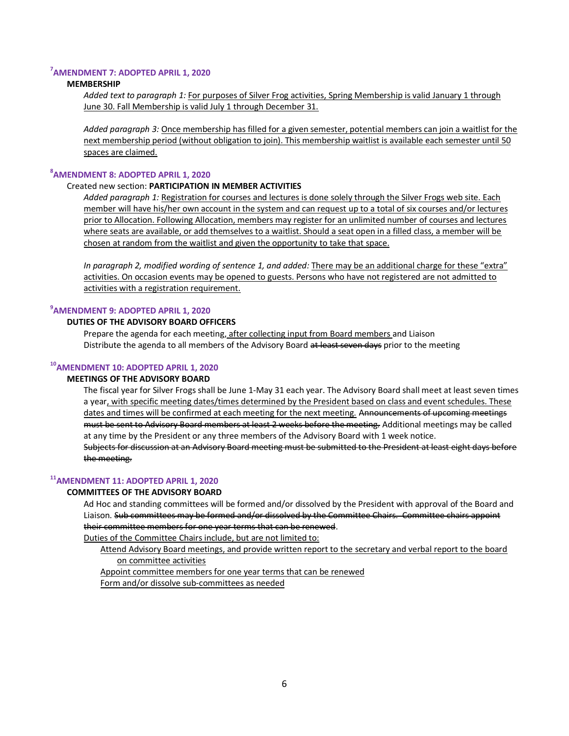### [7]AMENDMENT 7: ADOPTED APRIL 1, 2020

**MEMBERSHIP**

*Added text to paragraph 1:* <u>For purposes of Silver Frog activities, Spring Membership is valid January 1 through June 30. Fall Membership is valid July 1 through December 31.</u>

*Added paragraph 3:* <u>Once membership has filled for a given semester, potential members can join a waitlist for the next membership period (without obligation to join). This membership waitlist is available each semester until 50 spaces are claimed.</u>

### [8]AMENDMENT 8: ADOPTED APRIL 1, 2020

Created new section: **PARTICIPATION IN MEMBER ACTIVITIES**

*Added paragraph 1:* <u>Registration for courses and lectures is done solely through the Silver Frogs web site. Each member will have his/her own account in the system and can request up to a total of six courses and/or lectures prior to Allocation. Following Allocation, members may register for an unlimited number of courses and lectures where seats are available, or add themselves to a waitlist. Should a seat open in a filled class, a member will be chosen at random from the waitlist and given the opportunity to take that space.</u>

*In paragraph 2, modified wording of sentence 1, and added:* <u>There may be an additional charge for these “extra” activities. On occasion events may be opened to guests. Persons who have not registered are not admitted to activities with a registration requirement.</u>

### [9]AMENDMENT 9: ADOPTED APRIL 1, 2020

**DUTIES OF THE ADVISORY BOARD OFFICERS**

Prepare the agenda for each meeting<u>, after collecting input from Board members</u> and Liaison
Distribute the agenda to all members of the Advisory Board ~~at least seven days~~ prior to the meeting

### [10]AMENDMENT 10: ADOPTED APRIL 1, 2020

**MEETINGS OF THE ADVISORY BOARD**

The fiscal year for Silver Frogs shall be June 1-May 31 each year. The Advisory Board shall meet at least seven times a year<u>, with specific meeting dates/times determined by the President based on class and event schedules. These dates and times will be confirmed at each meeting for the next meeting.</u> ~~Announcements of upcoming meetings must be sent to Advisory Board members at least 2 weeks before the meeting.~~ Additional meetings may be called at any time by the President or any three members of the Advisory Board with 1 week notice.
~~Subjects for discussion at an Advisory Board meeting must be submitted to the President at least eight days before the meeting.~~

### [11]AMENDMENT 11: ADOPTED APRIL 1, 2020

**COMMITTEES OF THE ADVISORY BOARD**

Ad Hoc and standing committees will be formed and/or dissolved by the President with approval of the Board and Liaison. ~~Sub committees may be formed and/or dissolved by the Committee Chairs. Committee chairs appoint their committee members for one year terms that can be renewed~~.

<u>Duties of the Committee Chairs include, but are not limited to:</u>

- <u>Attend Advisory Board meetings, and provide written report to the secretary and verbal report to the board on committee activities</u>
- <u>Appoint committee members for one year terms that can be renewed</u>
- <u>Form and/or dissolve sub-committees as needed</u>